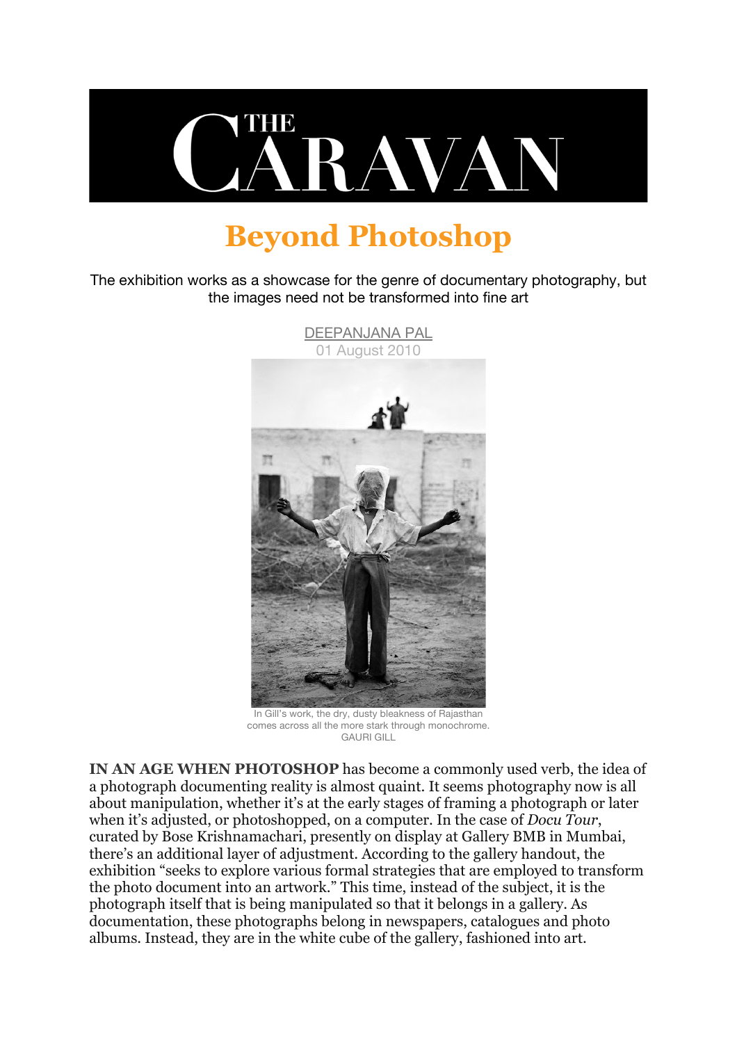# Beyond Photoshop

The exhibition works as a showcase for the genre of documentary photography, but the images need not be transformed into fine art

DEEPANJANA PAL
01 August 2010

In Gill's work, the dry, dusty bleakness of Rajasthan comes across all the more stark through monochrome. GAURI GILL

**IN AN AGE WHEN PHOTOSHOP** has become a commonly used verb, the idea of a photograph documenting reality is almost quaint. It seems photography now is all about manipulation, whether it's at the early stages of framing a photograph or later when it's adjusted, or photoshopped, on a computer. In the case of *Docu Tour*, curated by Bose Krishnamachari, presently on display at Gallery BMB in Mumbai, there's an additional layer of adjustment. According to the gallery handout, the exhibition "seeks to explore various formal strategies that are employed to transform the photo document into an artwork." This time, instead of the subject, it is the photograph itself that is being manipulated so that it belongs in a gallery. As documentation, these photographs belong in newspapers, catalogues and photo albums. Instead, they are in the white cube of the gallery, fashioned into art.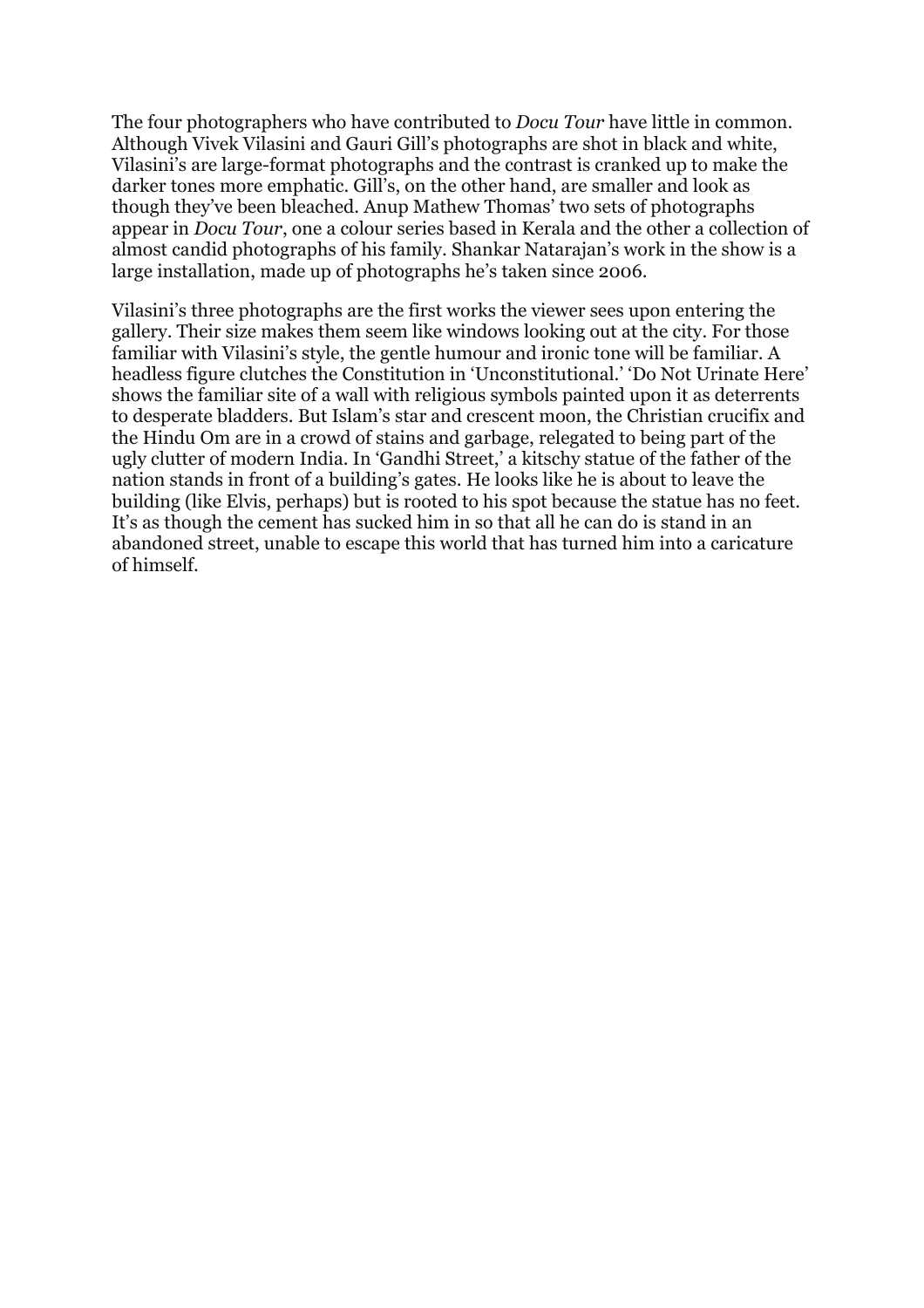The four photographers who have contributed to *Docu Tour* have little in common. Although Vivek Vilasini and Gauri Gill's photographs are shot in black and white, Vilasini's are large-format photographs and the contrast is cranked up to make the darker tones more emphatic. Gill's, on the other hand, are smaller and look as though they've been bleached. Anup Mathew Thomas' two sets of photographs appear in *Docu Tour*, one a colour series based in Kerala and the other a collection of almost candid photographs of his family. Shankar Natarajan's work in the show is a large installation, made up of photographs he's taken since 2006.

Vilasini's three photographs are the first works the viewer sees upon entering the gallery. Their size makes them seem like windows looking out at the city. For those familiar with Vilasini's style, the gentle humour and ironic tone will be familiar. A headless figure clutches the Constitution in 'Unconstitutional.' 'Do Not Urinate Here' shows the familiar site of a wall with religious symbols painted upon it as deterrents to desperate bladders. But Islam's star and crescent moon, the Christian crucifix and the Hindu Om are in a crowd of stains and garbage, relegated to being part of the ugly clutter of modern India. In 'Gandhi Street,' a kitschy statue of the father of the nation stands in front of a building's gates. He looks like he is about to leave the building (like Elvis, perhaps) but is rooted to his spot because the statue has no feet. It's as though the cement has sucked him in so that all he can do is stand in an abandoned street, unable to escape this world that has turned him into a caricature of himself.